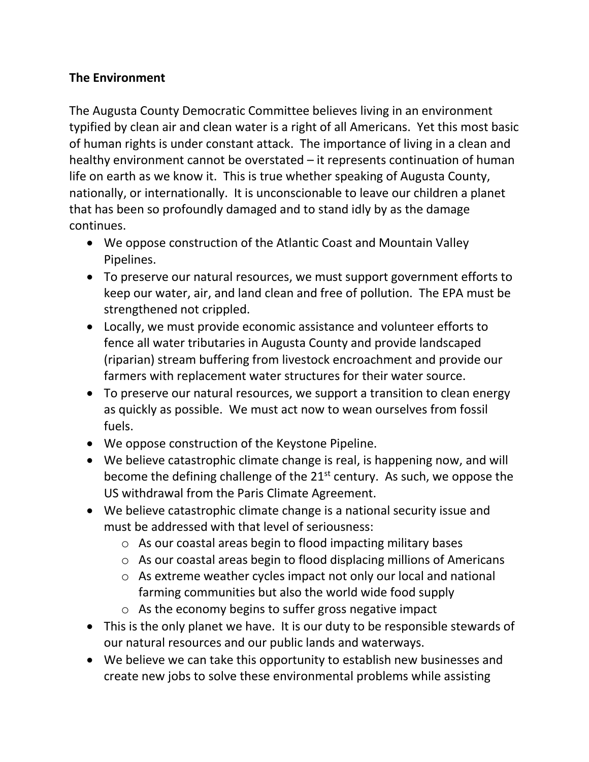**The Environment**

The Augusta County Democratic Committee believes living in an environment typified by clean air and clean water is a right of all Americans. Yet this most basic of human rights is under constant attack. The importance of living in a clean and healthy environment cannot be overstated – it represents continuation of human life on earth as we know it. This is true whether speaking of Augusta County, nationally, or internationally. It is unconscionable to leave our children a planet that has been so profoundly damaged and to stand idly by as the damage continues.

- We oppose construction of the Atlantic Coast and Mountain Valley Pipelines.
- To preserve our natural resources, we must support government efforts to keep our water, air, and land clean and free of pollution. The EPA must be strengthened not crippled.
- Locally, we must provide economic assistance and volunteer efforts to fence all water tributaries in Augusta County and provide landscaped (riparian) stream buffering from livestock encroachment and provide our farmers with replacement water structures for their water source.
- To preserve our natural resources, we support a transition to clean energy as quickly as possible. We must act now to wean ourselves from fossil fuels.
- We oppose construction of the Keystone Pipeline.
- We believe catastrophic climate change is real, is happening now, and will become the defining challenge of the 21st century. As such, we oppose the US withdrawal from the Paris Climate Agreement.
- We believe catastrophic climate change is a national security issue and must be addressed with that level of seriousness:
  - As our coastal areas begin to flood impacting military bases
  - As our coastal areas begin to flood displacing millions of Americans
  - As extreme weather cycles impact not only our local and national farming communities but also the world wide food supply
  - As the economy begins to suffer gross negative impact
- This is the only planet we have. It is our duty to be responsible stewards of our natural resources and our public lands and waterways.
- We believe we can take this opportunity to establish new businesses and create new jobs to solve these environmental problems while assisting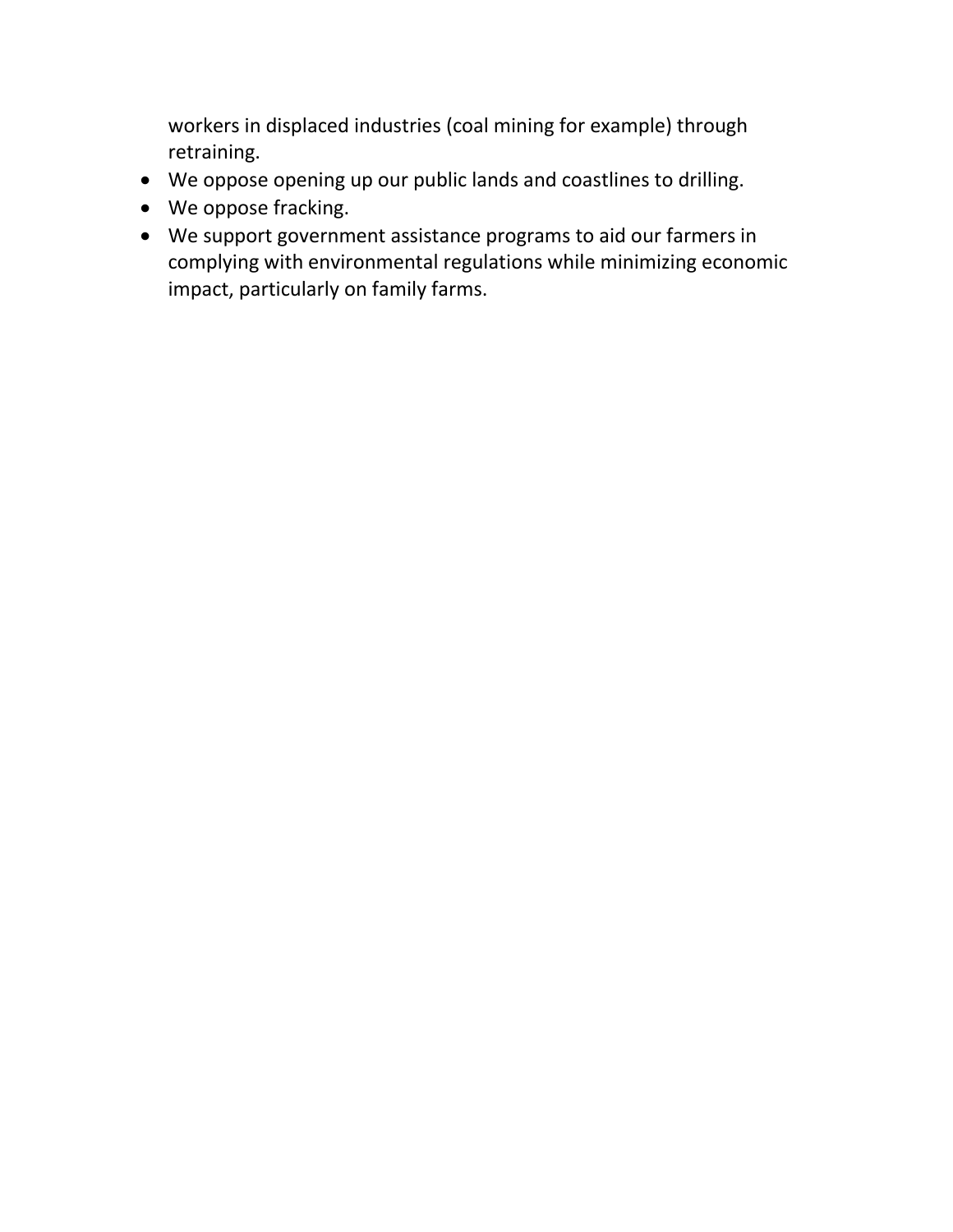workers in displaced industries (coal mining for example) through retraining.

- We oppose opening up our public lands and coastlines to drilling.
- We oppose fracking.
- We support government assistance programs to aid our farmers in complying with environmental regulations while minimizing economic impact, particularly on family farms.